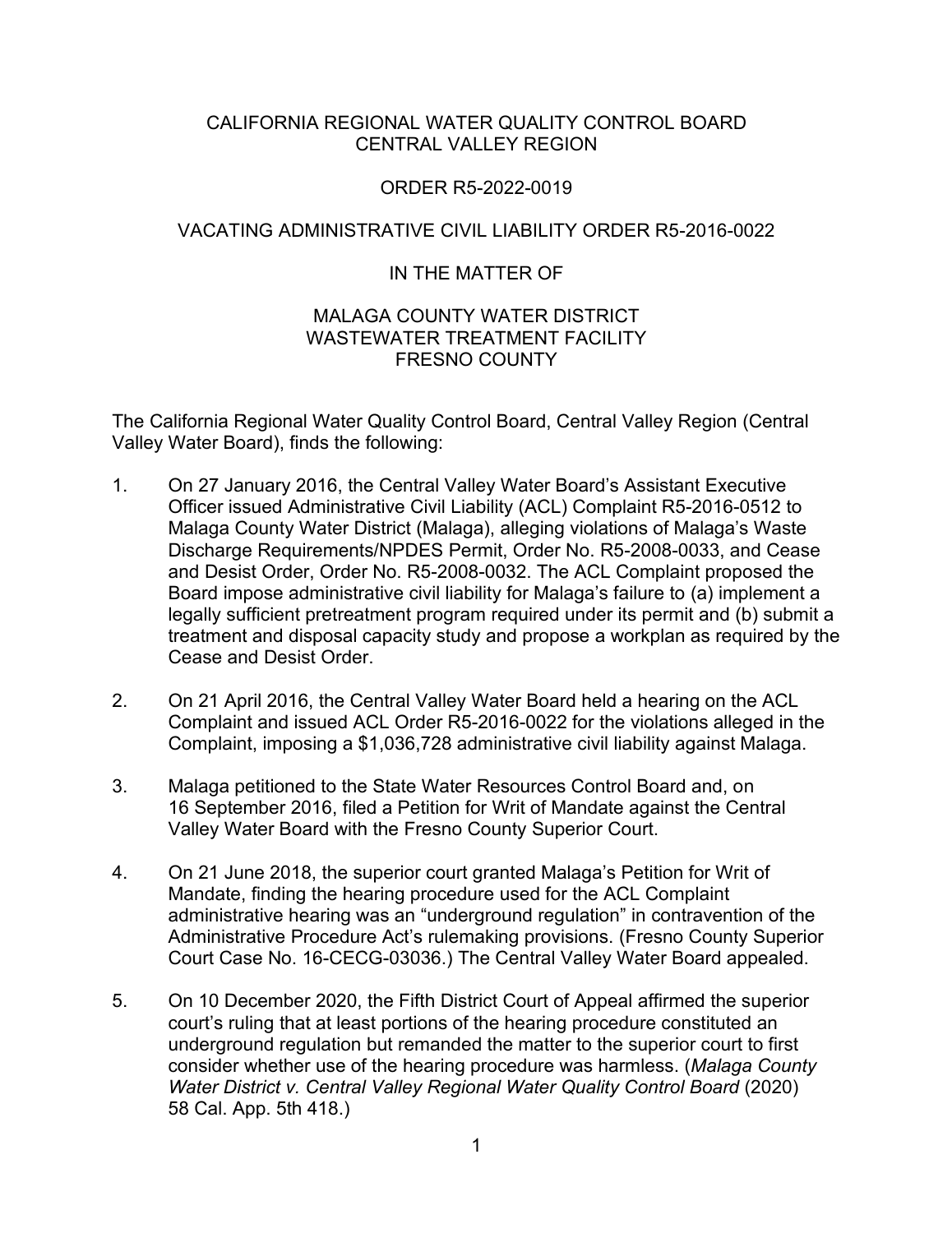# CALIFORNIA REGIONAL WATER QUALITY CONTROL BOARD
# CENTRAL VALLEY REGION

## ORDER R5-2022-0019

## VACATING ADMINISTRATIVE CIVIL LIABILITY ORDER R5-2016-0022

## IN THE MATTER OF

## MALAGA COUNTY WATER DISTRICT
## WASTEWATER TREATMENT FACILITY
## FRESNO COUNTY

The California Regional Water Quality Control Board, Central Valley Region (Central Valley Water Board), finds the following:

1. On 27 January 2016, the Central Valley Water Board's Assistant Executive Officer issued Administrative Civil Liability (ACL) Complaint R5-2016-0512 to Malaga County Water District (Malaga), alleging violations of Malaga's Waste Discharge Requirements/NPDES Permit, Order No. R5-2008-0033, and Cease and Desist Order, Order No. R5-2008-0032. The ACL Complaint proposed the Board impose administrative civil liability for Malaga's failure to (a) implement a legally sufficient pretreatment program required under its permit and (b) submit a treatment and disposal capacity study and propose a workplan as required by the Cease and Desist Order.

2. On 21 April 2016, the Central Valley Water Board held a hearing on the ACL Complaint and issued ACL Order R5-2016-0022 for the violations alleged in the Complaint, imposing a $1,036,728 administrative civil liability against Malaga.

3. Malaga petitioned to the State Water Resources Control Board and, on 16 September 2016, filed a Petition for Writ of Mandate against the Central Valley Water Board with the Fresno County Superior Court.

4. On 21 June 2018, the superior court granted Malaga's Petition for Writ of Mandate, finding the hearing procedure used for the ACL Complaint administrative hearing was an "underground regulation" in contravention of the Administrative Procedure Act's rulemaking provisions. (Fresno County Superior Court Case No. 16-CECG-03036.) The Central Valley Water Board appealed.

5. On 10 December 2020, the Fifth District Court of Appeal affirmed the superior court's ruling that at least portions of the hearing procedure constituted an underground regulation but remanded the matter to the superior court to first consider whether use of the hearing procedure was harmless. (*Malaga County Water District v. Central Valley Regional Water Quality Control Board* (2020) 58 Cal. App. 5th 418.)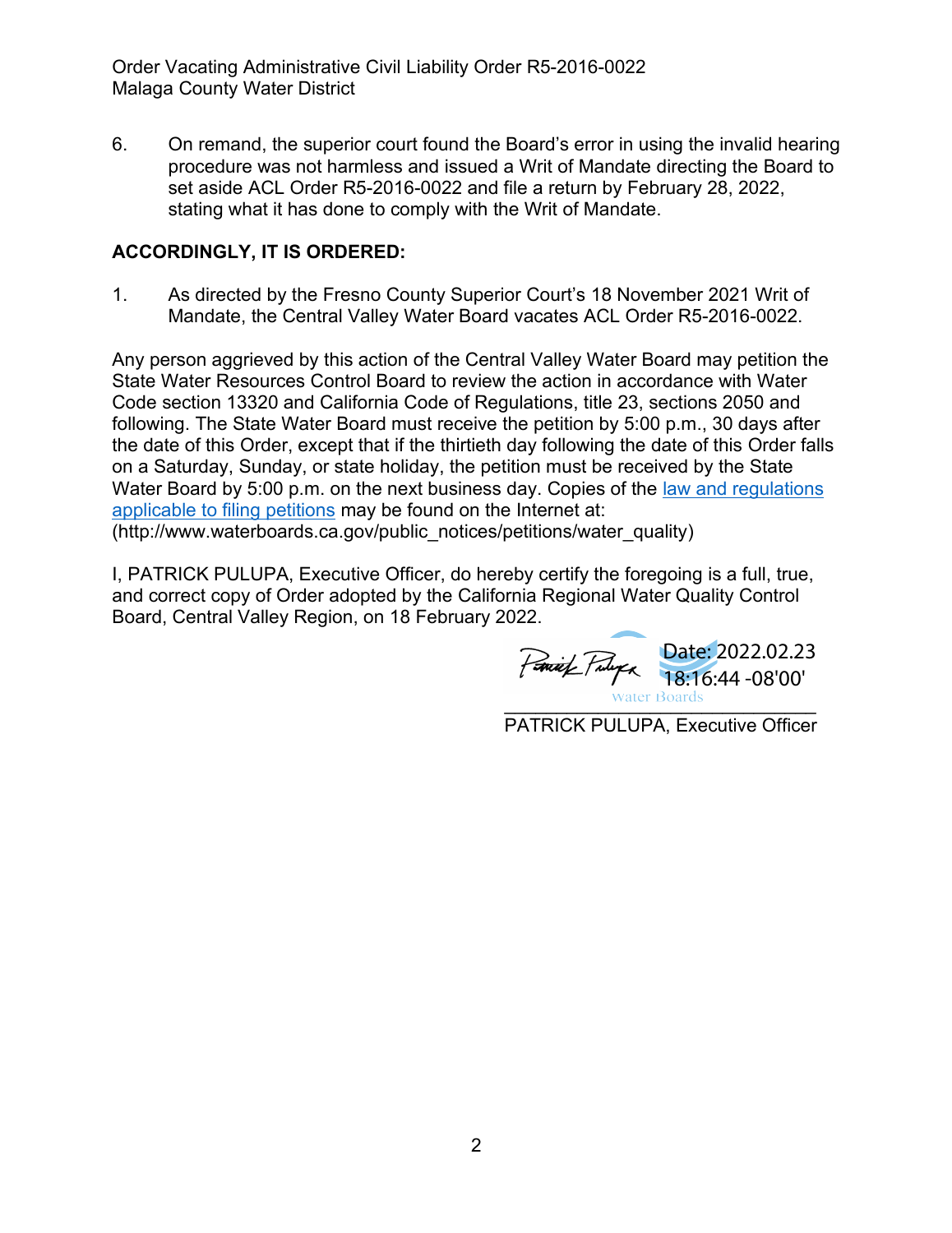6. On remand, the superior court found the Board's error in using the invalid hearing procedure was not harmless and issued a Writ of Mandate directing the Board to set aside ACL Order R5-2016-0022 and file a return by February 28, 2022, stating what it has done to comply with the Writ of Mandate.

**ACCORDINGLY, IT IS ORDERED:**

1. As directed by the Fresno County Superior Court's 18 November 2021 Writ of Mandate, the Central Valley Water Board vacates ACL Order R5-2016-0022.

Any person aggrieved by this action of the Central Valley Water Board may petition the State Water Resources Control Board to review the action in accordance with Water Code section 13320 and California Code of Regulations, title 23, sections 2050 and following. The State Water Board must receive the petition by 5:00 p.m., 30 days after the date of this Order, except that if the thirtieth day following the date of this Order falls on a Saturday, Sunday, or state holiday, the petition must be received by the State Water Board by 5:00 p.m. on the next business day. Copies of the law and regulations applicable to filing petitions may be found on the Internet at: (http://www.waterboards.ca.gov/public_notices/petitions/water_quality)

I, PATRICK PULUPA, Executive Officer, do hereby certify the foregoing is a full, true, and correct copy of Order adopted by the California Regional Water Quality Control Board, Central Valley Region, on 18 February 2022.

Date: 2022.02.23 18:16:44 -08'00'

PATRICK PULUPA, Executive Officer